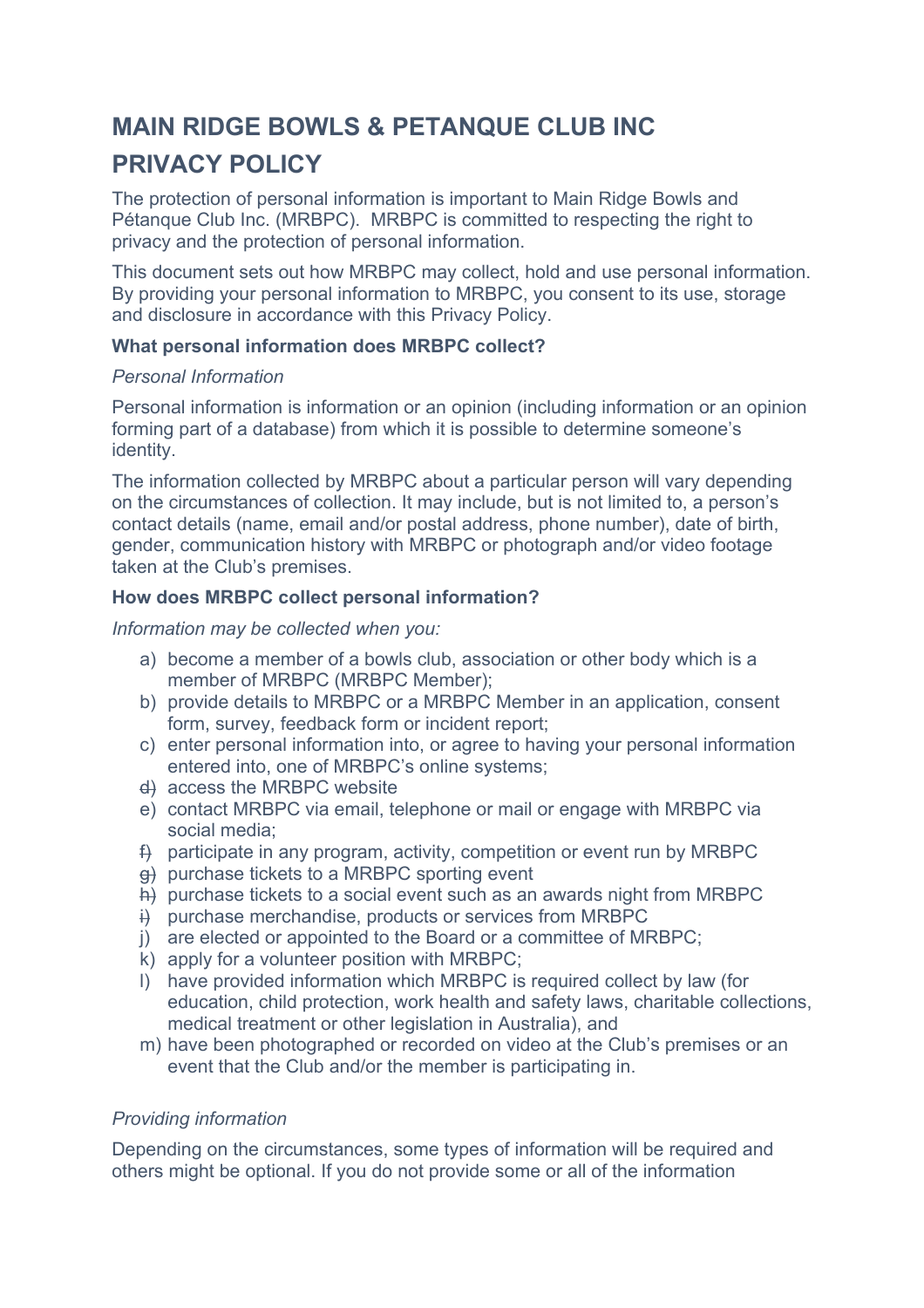# MAIN RIDGE BOWLS & PETANQUE CLUB INC

# PRIVACY POLICY

The protection of personal information is important to Main Ridge Bowls and Pétanque Club Inc. (MRBPC). MRBPC is committed to respecting the right to privacy and the protection of personal information.

This document sets out how MRBPC may collect, hold and use personal information. By providing your personal information to MRBPC, you consent to its use, storage and disclosure in accordance with this Privacy Policy.

**What personal information does MRBPC collect?**

*Personal Information*

Personal information is information or an opinion (including information or an opinion forming part of a database) from which it is possible to determine someone's identity.

The information collected by MRBPC about a particular person will vary depending on the circumstances of collection. It may include, but is not limited to, a person's contact details (name, email and/or postal address, phone number), date of birth, gender, communication history with MRBPC or photograph and/or video footage taken at the Club's premises.

**How does MRBPC collect personal information?**

*Information may be collected when you:*

a) become a member of a bowls club, association or other body which is a member of MRBPC (MRBPC Member);
b) provide details to MRBPC or a MRBPC Member in an application, consent form, survey, feedback form or incident report;
c) enter personal information into, or agree to having your personal information entered into, one of MRBPC's online systems;
d) access the MRBPC website
e) contact MRBPC via email, telephone or mail or engage with MRBPC via social media;
f) participate in any program, activity, competition or event run by MRBPC
g) purchase tickets to a MRBPC sporting event
h) purchase tickets to a social event such as an awards night from MRBPC
i) purchase merchandise, products or services from MRBPC
j) are elected or appointed to the Board or a committee of MRBPC;
k) apply for a volunteer position with MRBPC;
l) have provided information which MRBPC is required collect by law (for education, child protection, work health and safety laws, charitable collections, medical treatment or other legislation in Australia), and
m) have been photographed or recorded on video at the Club's premises or an event that the Club and/or the member is participating in.

*Providing information*

Depending on the circumstances, some types of information will be required and others might be optional. If you do not provide some or all of the information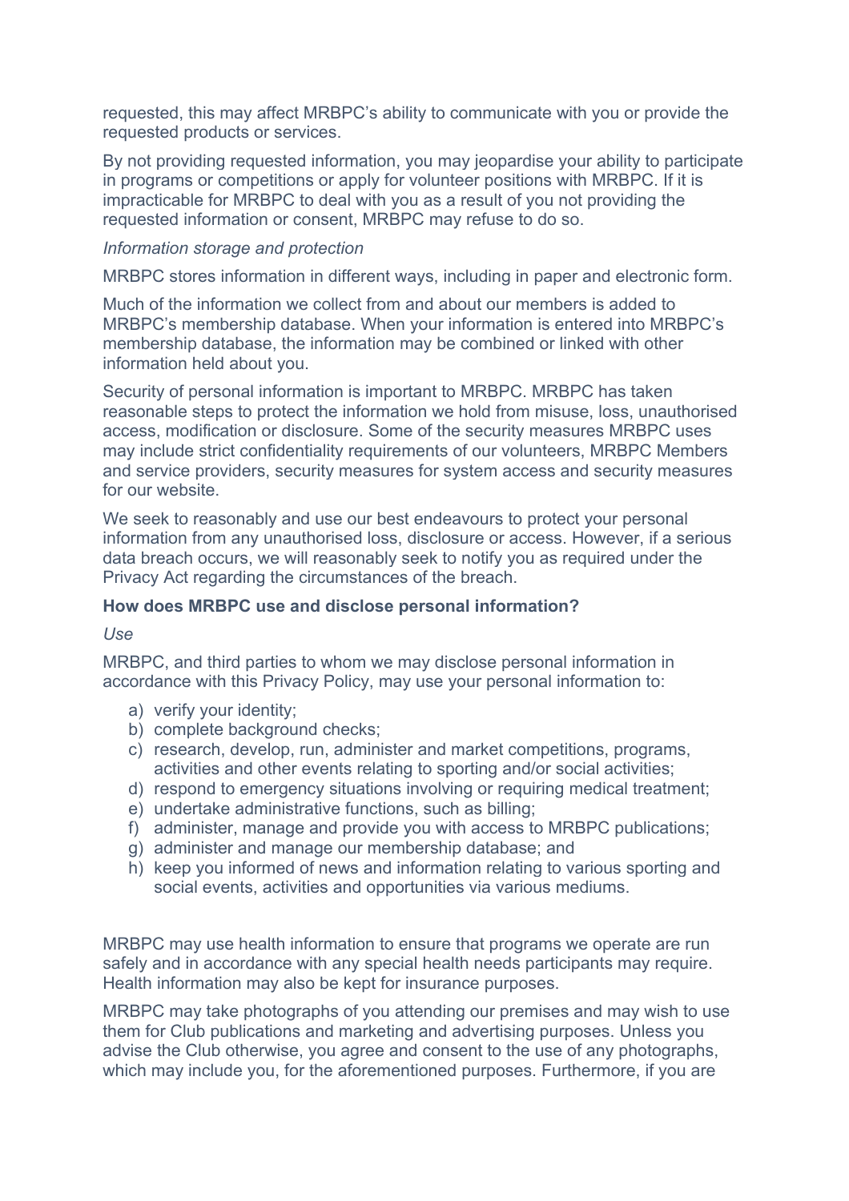requested, this may affect MRBPC's ability to communicate with you or provide the requested products or services.

By not providing requested information, you may jeopardise your ability to participate in programs or competitions or apply for volunteer positions with MRBPC. If it is impracticable for MRBPC to deal with you as a result of you not providing the requested information or consent, MRBPC may refuse to do so.

*Information storage and protection*

MRBPC stores information in different ways, including in paper and electronic form.

Much of the information we collect from and about our members is added to MRBPC's membership database. When your information is entered into MRBPC's membership database, the information may be combined or linked with other information held about you.

Security of personal information is important to MRBPC. MRBPC has taken reasonable steps to protect the information we hold from misuse, loss, unauthorised access, modification or disclosure. Some of the security measures MRBPC uses may include strict confidentiality requirements of our volunteers, MRBPC Members and service providers, security measures for system access and security measures for our website.

We seek to reasonably and use our best endeavours to protect your personal information from any unauthorised loss, disclosure or access. However, if a serious data breach occurs, we will reasonably seek to notify you as required under the Privacy Act regarding the circumstances of the breach.

**How does MRBPC use and disclose personal information?**

*Use*

MRBPC, and third parties to whom we may disclose personal information in accordance with this Privacy Policy, may use your personal information to:

a) verify your identity;
b) complete background checks;
c) research, develop, run, administer and market competitions, programs, activities and other events relating to sporting and/or social activities;
d) respond to emergency situations involving or requiring medical treatment;
e) undertake administrative functions, such as billing;
f) administer, manage and provide you with access to MRBPC publications;
g) administer and manage our membership database; and
h) keep you informed of news and information relating to various sporting and social events, activities and opportunities via various mediums.

MRBPC may use health information to ensure that programs we operate are run safely and in accordance with any special health needs participants may require. Health information may also be kept for insurance purposes.

MRBPC may take photographs of you attending our premises and may wish to use them for Club publications and marketing and advertising purposes. Unless you advise the Club otherwise, you agree and consent to the use of any photographs, which may include you, for the aforementioned purposes. Furthermore, if you are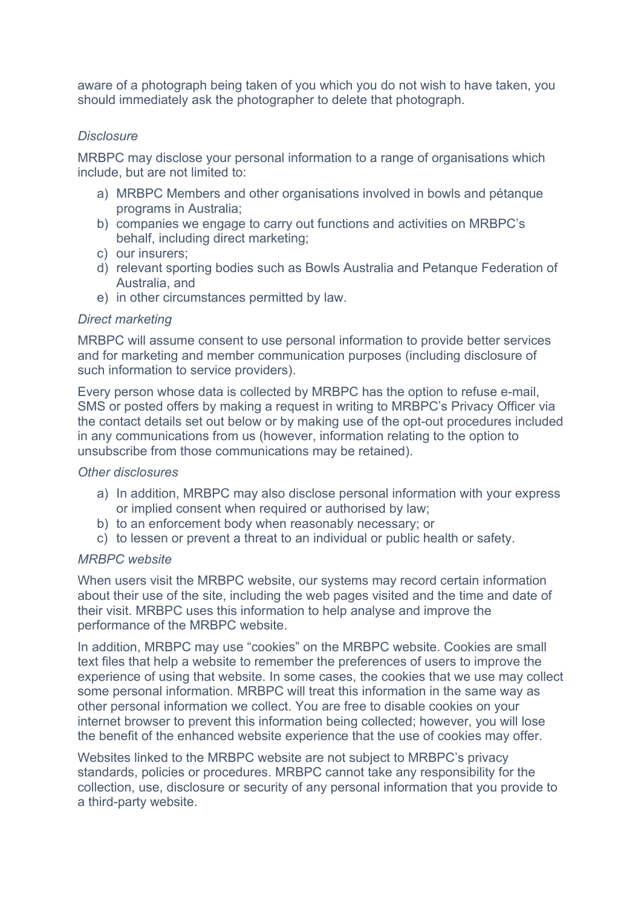aware of a photograph being taken of you which you do not wish to have taken, you should immediately ask the photographer to delete that photograph.

*Disclosure*

MRBPC may disclose your personal information to a range of organisations which include, but are not limited to:

a) MRBPC Members and other organisations involved in bowls and pétanque programs in Australia;
b) companies we engage to carry out functions and activities on MRBPC's behalf, including direct marketing;
c) our insurers;
d) relevant sporting bodies such as Bowls Australia and Petanque Federation of Australia, and
e) in other circumstances permitted by law.

*Direct marketing*

MRBPC will assume consent to use personal information to provide better services and for marketing and member communication purposes (including disclosure of such information to service providers).

Every person whose data is collected by MRBPC has the option to refuse e-mail, SMS or posted offers by making a request in writing to MRBPC's Privacy Officer via the contact details set out below or by making use of the opt-out procedures included in any communications from us (however, information relating to the option to unsubscribe from those communications may be retained).

*Other disclosures*

a) In addition, MRBPC may also disclose personal information with your express or implied consent when required or authorised by law;
b) to an enforcement body when reasonably necessary; or
c) to lessen or prevent a threat to an individual or public health or safety.

*MRBPC website*

When users visit the MRBPC website, our systems may record certain information about their use of the site, including the web pages visited and the time and date of their visit. MRBPC uses this information to help analyse and improve the performance of the MRBPC website.

In addition, MRBPC may use "cookies" on the MRBPC website. Cookies are small text files that help a website to remember the preferences of users to improve the experience of using that website. In some cases, the cookies that we use may collect some personal information. MRBPC will treat this information in the same way as other personal information we collect. You are free to disable cookies on your internet browser to prevent this information being collected; however, you will lose the benefit of the enhanced website experience that the use of cookies may offer.

Websites linked to the MRBPC website are not subject to MRBPC's privacy standards, policies or procedures. MRBPC cannot take any responsibility for the collection, use, disclosure or security of any personal information that you provide to a third-party website.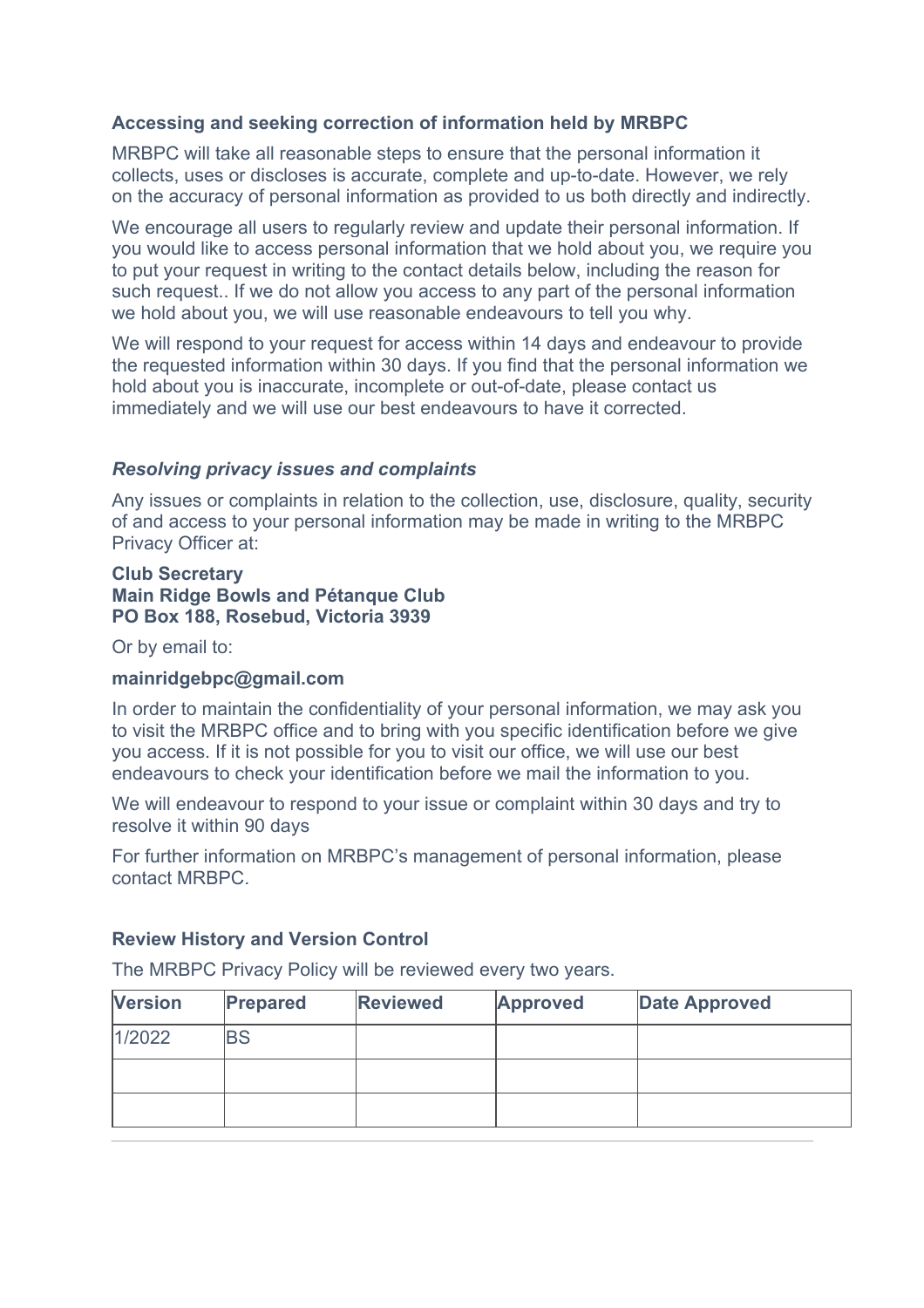### Accessing and seeking correction of information held by MRBPC

MRBPC will take all reasonable steps to ensure that the personal information it collects, uses or discloses is accurate, complete and up-to-date. However, we rely on the accuracy of personal information as provided to us both directly and indirectly.

We encourage all users to regularly review and update their personal information. If you would like to access personal information that we hold about you, we require you to put your request in writing to the contact details below, including the reason for such request.. If we do not allow you access to any part of the personal information we hold about you, we will use reasonable endeavours to tell you why.

We will respond to your request for access within 14 days and endeavour to provide the requested information within 30 days. If you find that the personal information we hold about you is inaccurate, incomplete or out-of-date, please contact us immediately and we will use our best endeavours to have it corrected.

### *Resolving privacy issues and complaints*

Any issues or complaints in relation to the collection, use, disclosure, quality, security of and access to your personal information may be made in writing to the MRBPC Privacy Officer at:

**Club Secretary**
**Main Ridge Bowls and Pétanque Club**
**PO Box 188, Rosebud, Victoria 3939**

Or by email to:

**mainridgebpc@gmail.com**

In order to maintain the confidentiality of your personal information, we may ask you to visit the MRBPC office and to bring with you specific identification before we give you access. If it is not possible for you to visit our office, we will use our best endeavours to check your identification before we mail the information to you.

We will endeavour to respond to your issue or complaint within 30 days and try to resolve it within 90 days

For further information on MRBPC's management of personal information, please contact MRBPC.

### Review History and Version Control

The MRBPC Privacy Policy will be reviewed every two years.

| Version | Prepared | Reviewed | Approved | Date Approved |
|---|---|---|---|---|
| 1/2022 | BS | | | |
| | | | | |
| | | | | |